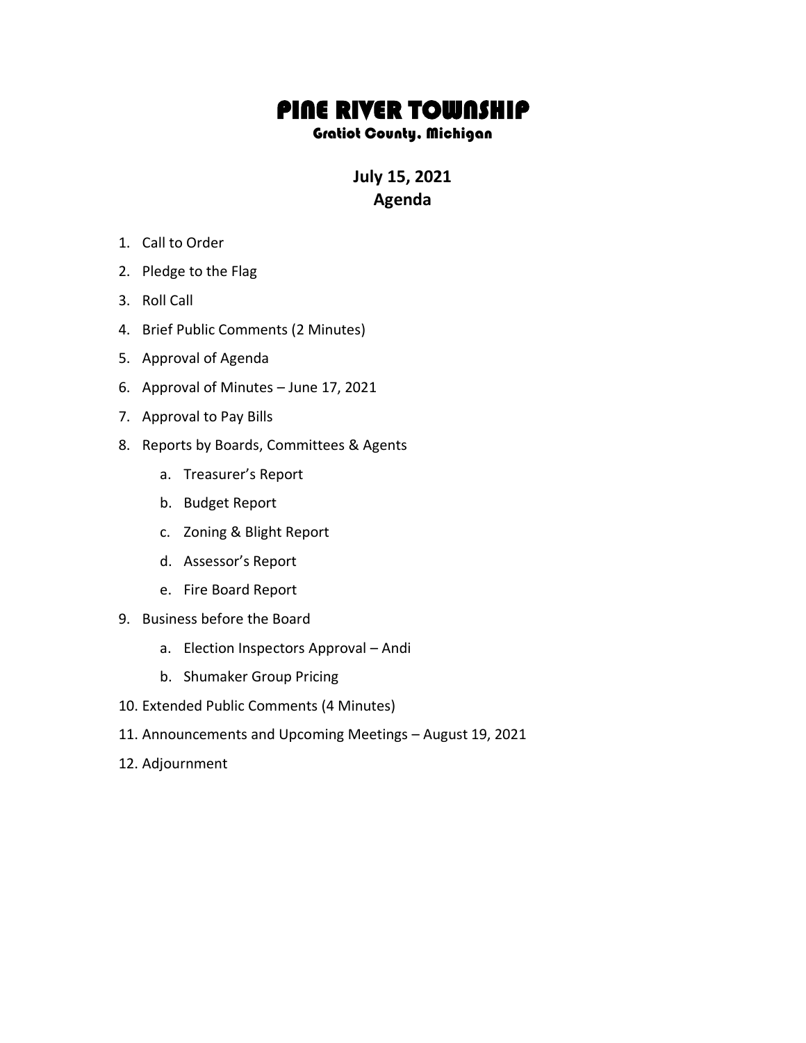# PINE RIVER TOWNSHIP

### Gratiot County, Michigan

## July 15, 2021
## Agenda

1. Call to Order
2. Pledge to the Flag
3. Roll Call
4. Brief Public Comments (2 Minutes)
5. Approval of Agenda
6. Approval of Minutes – June 17, 2021
7. Approval to Pay Bills
8. Reports by Boards, Committees & Agents
    a. Treasurer's Report
    b. Budget Report
    c. Zoning & Blight Report
    d. Assessor's Report
    e. Fire Board Report
9. Business before the Board
    a. Election Inspectors Approval – Andi
    b. Shumaker Group Pricing
10. Extended Public Comments (4 Minutes)
11. Announcements and Upcoming Meetings – August 19, 2021
12. Adjournment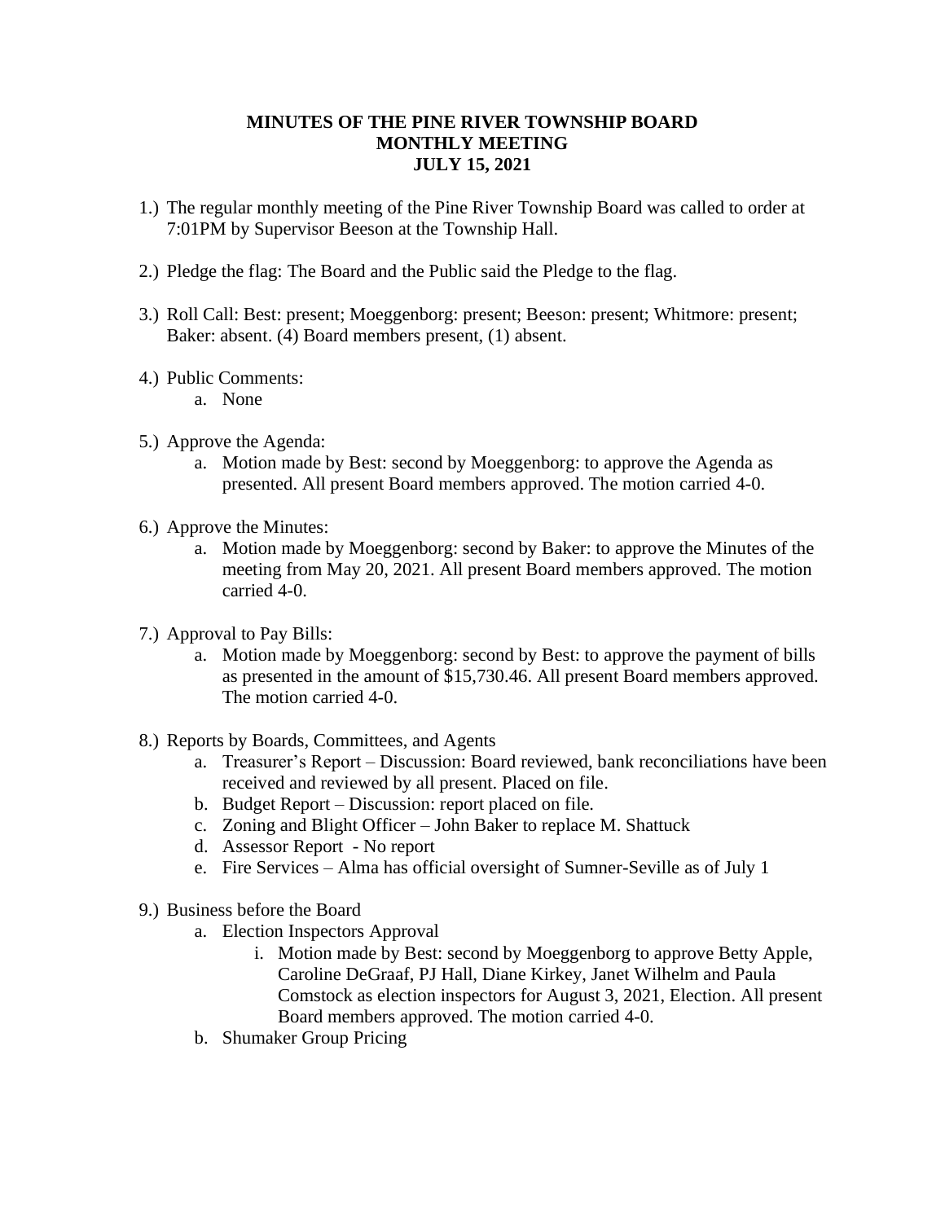**MINUTES OF THE PINE RIVER TOWNSHIP BOARD**
**MONTHLY MEETING**
**JULY 15, 2021**

1.) The regular monthly meeting of the Pine River Township Board was called to order at 7:01PM by Supervisor Beeson at the Township Hall.

2.) Pledge the flag: The Board and the Public said the Pledge to the flag.

3.) Roll Call: Best: present; Moeggenborg: present; Beeson: present; Whitmore: present; Baker: absent. (4) Board members present, (1) absent.

4.) Public Comments:
   a. None

5.) Approve the Agenda:
   a. Motion made by Best: second by Moeggenborg: to approve the Agenda as presented. All present Board members approved. The motion carried 4-0.

6.) Approve the Minutes:
   a. Motion made by Moeggenborg: second by Baker: to approve the Minutes of the meeting from May 20, 2021. All present Board members approved. The motion carried 4-0.

7.) Approval to Pay Bills:
   a. Motion made by Moeggenborg: second by Best: to approve the payment of bills as presented in the amount of $15,730.46. All present Board members approved. The motion carried 4-0.

8.) Reports by Boards, Committees, and Agents
   a. Treasurer's Report – Discussion: Board reviewed, bank reconciliations have been received and reviewed by all present. Placed on file.
   b. Budget Report – Discussion: report placed on file.
   c. Zoning and Blight Officer – John Baker to replace M. Shattuck
   d. Assessor Report - No report
   e. Fire Services – Alma has official oversight of Sumner-Seville as of July 1

9.) Business before the Board
   a. Election Inspectors Approval
      i. Motion made by Best: second by Moeggenborg to approve Betty Apple, Caroline DeGraaf, PJ Hall, Diane Kirkey, Janet Wilhelm and Paula Comstock as election inspectors for August 3, 2021, Election. All present Board members approved. The motion carried 4-0.
   b. Shumaker Group Pricing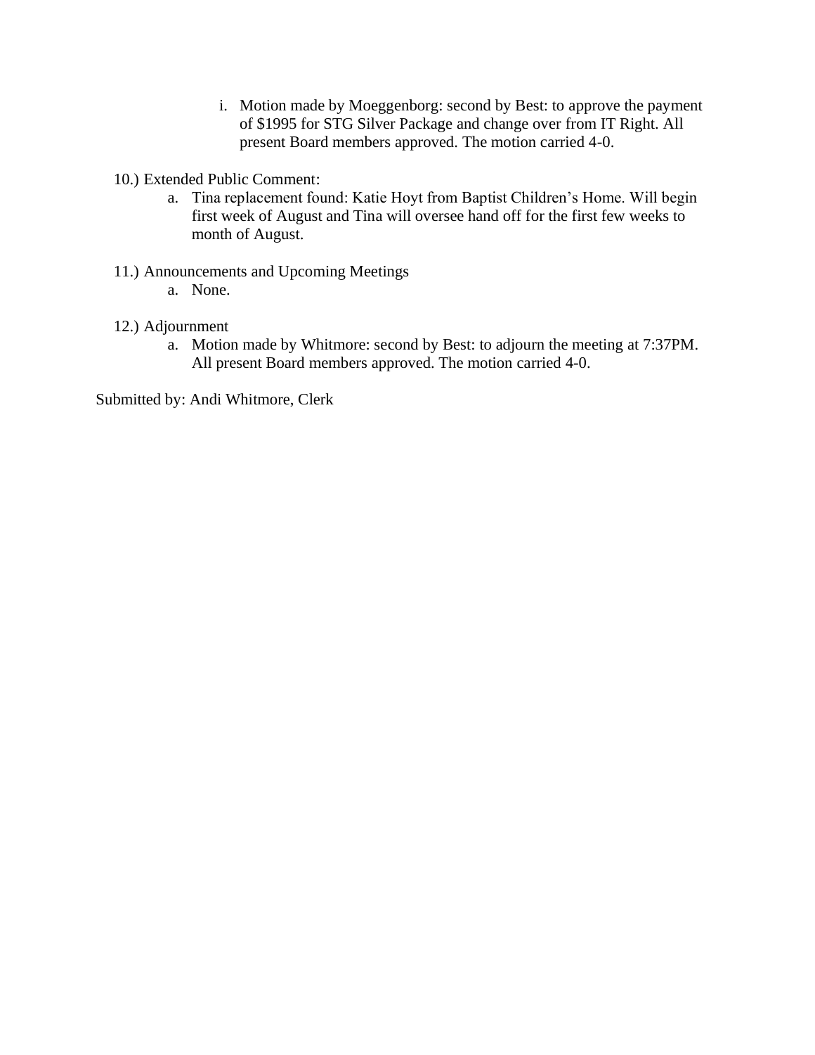i. Motion made by Moeggenborg: second by Best: to approve the payment of $1995 for STG Silver Package and change over from IT Right. All present Board members approved. The motion carried 4-0.

10.) Extended Public Comment:

a. Tina replacement found: Katie Hoyt from Baptist Children's Home. Will begin first week of August and Tina will oversee hand off for the first few weeks to month of August.

11.) Announcements and Upcoming Meetings

a. None.

12.) Adjournment

a. Motion made by Whitmore: second by Best: to adjourn the meeting at 7:37PM. All present Board members approved. The motion carried 4-0.

Submitted by: Andi Whitmore, Clerk